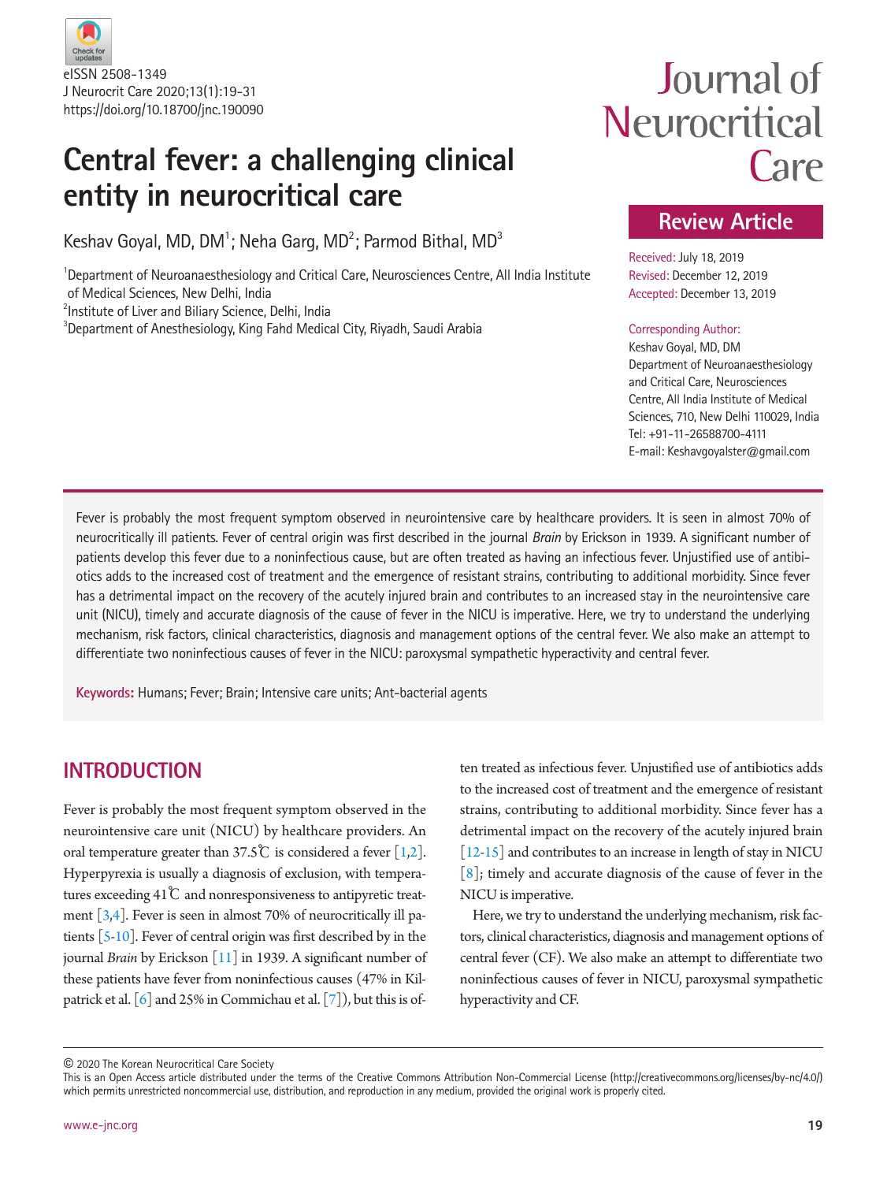eISSN 2508-1349
J Neurocrit Care 2020;13(1):19-31
https://doi.org/10.18700/jnc.190090

# Central fever: a challenging clinical entity in neurocritical care

Keshav Goyal, MD, DM[1]; Neha Garg, MD[2]; Parmod Bithal, MD[3]

[1]Department of Neuroanaesthesiology and Critical Care, Neurosciences Centre, All India Institute of Medical Sciences, New Delhi, India
[2]Institute of Liver and Biliary Science, Delhi, India
[3]Department of Anesthesiology, King Fahd Medical City, Riyadh, Saudi Arabia

**Review Article**

Received: July 18, 2019
Revised: December 12, 2019
Accepted: December 13, 2019

Corresponding Author:
Keshav Goyal, MD, DM
Department of Neuroanaesthesiology and Critical Care, Neurosciences Centre, All India Institute of Medical Sciences, 710, New Delhi 110029, India
Tel: +91-11-26588700-4111
E-mail: Keshavgoyalster@gmail.com

Fever is probably the most frequent symptom observed in neurointensive care by healthcare providers. It is seen in almost 70% of neurocritically ill patients. Fever of central origin was first described in the journal *Brain* by Erickson in 1939. A significant number of patients develop this fever due to a noninfectious cause, but are often treated as having an infectious fever. Unjustified use of antibiotics adds to the increased cost of treatment and the emergence of resistant strains, contributing to additional morbidity. Since fever has a detrimental impact on the recovery of the acutely injured brain and contributes to an increased stay in the neurointensive care unit (NICU), timely and accurate diagnosis of the cause of fever in the NICU is imperative. Here, we try to understand the underlying mechanism, risk factors, clinical characteristics, diagnosis and management options of the central fever. We also make an attempt to differentiate two noninfectious causes of fever in the NICU: paroxysmal sympathetic hyperactivity and central fever.

**Keywords:** Humans; Fever; Brain; Intensive care units; Ant-bacterial agents

## INTRODUCTION

Fever is probably the most frequent symptom observed in the neurointensive care unit (NICU) by healthcare providers. An oral temperature greater than 37.5℃ is considered a fever [1,2]. Hyperpyrexia is usually a diagnosis of exclusion, with temperatures exceeding 41℃ and nonresponsiveness to antipyretic treatment [3,4]. Fever is seen in almost 70% of neurocritically ill patients [5-10]. Fever of central origin was first described by in the journal *Brain* by Erickson [11] in 1939. A significant number of these patients have fever from noninfectious causes (47% in Kilpatrick et al. [6] and 25% in Commichau et al. [7]), but this is often treated as infectious fever. Unjustified use of antibiotics adds to the increased cost of treatment and the emergence of resistant strains, contributing to additional morbidity. Since fever has a detrimental impact on the recovery of the acutely injured brain [12-15] and contributes to an increase in length of stay in NICU [8]; timely and accurate diagnosis of the cause of fever in the NICU is imperative.

Here, we try to understand the underlying mechanism, risk factors, clinical characteristics, diagnosis and management options of central fever (CF). We also make an attempt to differentiate two noninfectious causes of fever in NICU, paroxysmal sympathetic hyperactivity and CF.

© 2020 The Korean Neurocritical Care Society
This is an Open Access article distributed under the terms of the Creative Commons Attribution Non-Commercial License (http://creativecommons.org/licenses/by-nc/4.0/) which permits unrestricted noncommercial use, distribution, and reproduction in any medium, provided the original work is properly cited.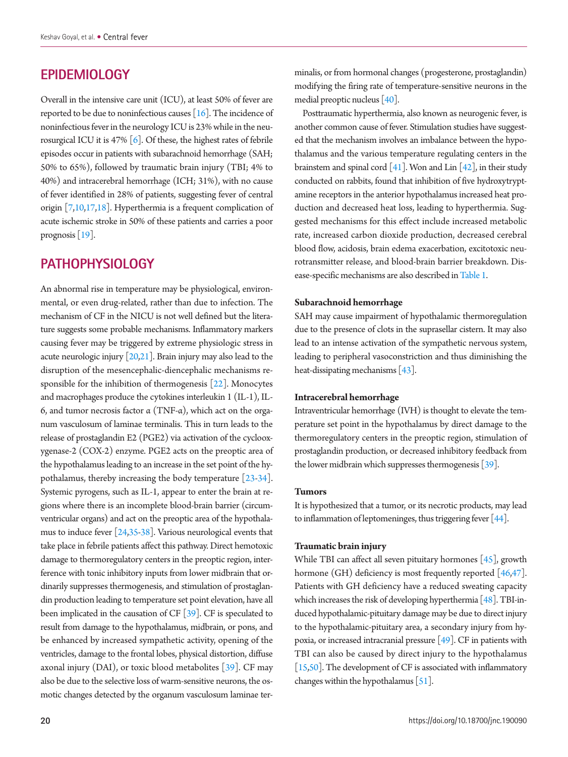## EPIDEMIOLOGY

Overall in the intensive care unit (ICU), at least 50% of fever are reported to be due to noninfectious causes [16]. The incidence of noninfectious fever in the neurology ICU is 23% while in the neurosurgical ICU it is 47% [6]. Of these, the highest rates of febrile episodes occur in patients with subarachnoid hemorrhage (SAH; 50% to 65%), followed by traumatic brain injury (TBI; 4% to 40%) and intracerebral hemorrhage (ICH; 31%), with no cause of fever identified in 28% of patients, suggesting fever of central origin [7,10,17,18]. Hyperthermia is a frequent complication of acute ischemic stroke in 50% of these patients and carries a poor prognosis [19].

## PATHOPHYSIOLOGY

An abnormal rise in temperature may be physiological, environmental, or even drug-related, rather than due to infection. The mechanism of CF in the NICU is not well defined but the literature suggests some probable mechanisms. Inflammatory markers causing fever may be triggered by extreme physiologic stress in acute neurologic injury [20,21]. Brain injury may also lead to the disruption of the mesencephalic-diencephalic mechanisms responsible for the inhibition of thermogenesis [22]. Monocytes and macrophages produce the cytokines interleukin 1 (IL-1), IL-6, and tumor necrosis factor α (TNF-α), which act on the organum vasculosum of laminae terminalis. This in turn leads to the release of prostaglandin E2 (PGE2) via activation of the cyclooxygenase-2 (COX-2) enzyme. PGE2 acts on the preoptic area of the hypothalamus leading to an increase in the set point of the hypothalamus, thereby increasing the body temperature [23-34]. Systemic pyrogens, such as IL-1, appear to enter the brain at regions where there is an incomplete blood-brain barrier (circumventricular organs) and act on the preoptic area of the hypothalamus to induce fever [24,35-38]. Various neurological events that take place in febrile patients affect this pathway. Direct hemotoxic damage to thermoregulatory centers in the preoptic region, interference with tonic inhibitory inputs from lower midbrain that ordinarily suppresses thermogenesis, and stimulation of prostaglandin production leading to temperature set point elevation, have all been implicated in the causation of CF [39]. CF is speculated to result from damage to the hypothalamus, midbrain, or pons, and be enhanced by increased sympathetic activity, opening of the ventricles, damage to the frontal lobes, physical distortion, diffuse axonal injury (DAI), or toxic blood metabolites [39]. CF may also be due to the selective loss of warm-sensitive neurons, the osmotic changes detected by the organum vasculosum laminae terminalis, or from hormonal changes (progesterone, prostaglandin) modifying the firing rate of temperature-sensitive neurons in the medial preoptic nucleus [40].

Posttraumatic hyperthermia, also known as neurogenic fever, is another common cause of fever. Stimulation studies have suggested that the mechanism involves an imbalance between the hypothalamus and the various temperature regulating centers in the brainstem and spinal cord [41]. Won and Lin [42], in their study conducted on rabbits, found that inhibition of five hydroxytryptamine receptors in the anterior hypothalamus increased heat production and decreased heat loss, leading to hyperthermia. Suggested mechanisms for this effect include increased metabolic rate, increased carbon dioxide production, decreased cerebral blood flow, acidosis, brain edema exacerbation, excitotoxic neurotransmitter release, and blood-brain barrier breakdown. Disease-specific mechanisms are also described in Table 1.

### Subarachnoid hemorrhage

SAH may cause impairment of hypothalamic thermoregulation due to the presence of clots in the suprasellar cistern. It may also lead to an intense activation of the sympathetic nervous system, leading to peripheral vasoconstriction and thus diminishing the heat-dissipating mechanisms [43].

### Intracerebral hemorrhage

Intraventricular hemorrhage (IVH) is thought to elevate the temperature set point in the hypothalamus by direct damage to the thermoregulatory centers in the preoptic region, stimulation of prostaglandin production, or decreased inhibitory feedback from the lower midbrain which suppresses thermogenesis [39].

### Tumors

It is hypothesized that a tumor, or its necrotic products, may lead to inflammation of leptomeninges, thus triggering fever [44].

### Traumatic brain injury

While TBI can affect all seven pituitary hormones [45], growth hormone (GH) deficiency is most frequently reported [46,47]. Patients with GH deficiency have a reduced sweating capacity which increases the risk of developing hyperthermia [48]. TBI-induced hypothalamic-pituitary damage may be due to direct injury to the hypothalamic-pituitary area, a secondary injury from hypoxia, or increased intracranial pressure [49]. CF in patients with TBI can also be caused by direct injury to the hypothalamus [15,50]. The development of CF is associated with inflammatory changes within the hypothalamus [51].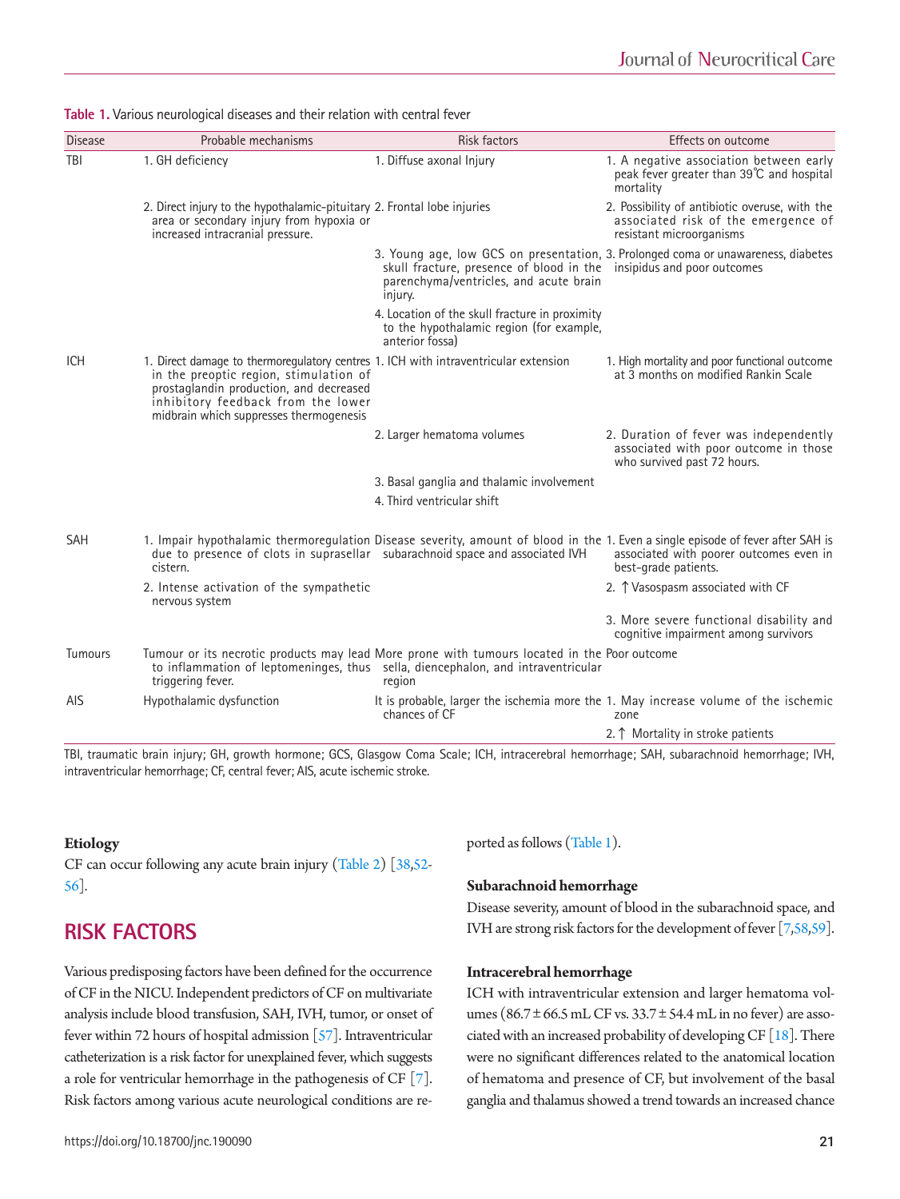**Table 1.** Various neurological diseases and their relation with central fever

| Disease | Probable mechanisms | Risk factors | Effects on outcome |
|---|---|---|---|
| TBI | 1. GH deficiency | 1. Diffuse axonal Injury | 1. A negative association between early peak fever greater than 39℃ and hospital mortality |
| | 2. Direct injury to the hypothalamic-pituitary area or secondary injury from hypoxia or increased intracranial pressure. | 2. Frontal lobe injuries | 2. Possibility of antibiotic overuse, with the associated risk of the emergence of resistant microorganisms |
| | | 3. Young age, low GCS on presentation, skull fracture, presence of blood in the parenchyma/ventricles, and acute brain injury. | 3. Prolonged coma or unawareness, diabetes insipidus and poor outcomes |
| | | 4. Location of the skull fracture in proximity to the hypothalamic region (for example, anterior fossa) | |
| ICH | 1. Direct damage to thermoregulatory centres in the preoptic region, stimulation of prostaglandin production, and decreased inhibitory feedback from the lower midbrain which suppresses thermogenesis | 1. ICH with intraventricular extension | 1. High mortality and poor functional outcome at 3 months on modified Rankin Scale |
| | | 2. Larger hematoma volumes | 2. Duration of fever was independently associated with poor outcome in those who survived past 72 hours. |
| | | 3. Basal ganglia and thalamic involvement | |
| | | 4. Third ventricular shift | |
| SAH | 1. Impair hypothalamic thermoregulation due to presence of clots in suprasellar cistern. | Disease severity, amount of blood in the subarachnoid space and associated IVH | 1. Even a single episode of fever after SAH is associated with poorer outcomes even in best-grade patients. |
| | 2. Intense activation of the sympathetic nervous system | | 2. ↑Vasospasm associated with CF |
| | | | 3. More severe functional disability and cognitive impairment among survivors |
| Tumours | Tumour or its necrotic products may lead to inflammation of leptomeninges, thus triggering fever. | More prone with tumours located in the sella, diencephalon, and intraventricular region | Poor outcome |
| AIS | Hypothalamic dysfunction | It is probable, larger the ischemia more the chances of CF | 1. May increase volume of the ischemic zone |
| | | | 2.↑ Mortality in stroke patients |

TBI, traumatic brain injury; GH, growth hormone; GCS, Glasgow Coma Scale; ICH, intracerebral hemorrhage; SAH, subarachnoid hemorrhage; IVH, intraventricular hemorrhage; CF, central fever; AIS, acute ischemic stroke.

### Etiology

CF can occur following any acute brain injury (Table 2) [38,52-56].

## RISK FACTORS

Various predisposing factors have been defined for the occurrence of CF in the NICU. Independent predictors of CF on multivariate analysis include blood transfusion, SAH, IVH, tumor, or onset of fever within 72 hours of hospital admission [57]. Intraventricular catheterization is a risk factor for unexplained fever, which suggests a role for ventricular hemorrhage in the pathogenesis of CF [7]. Risk factors among various acute neurological conditions are reported as follows (Table 1).

### Subarachnoid hemorrhage

Disease severity, amount of blood in the subarachnoid space, and IVH are strong risk factors for the development of fever [7,58,59].

### Intracerebral hemorrhage

ICH with intraventricular extension and larger hematoma volumes (86.7 ± 66.5 mL CF vs. 33.7 ± 54.4 mL in no fever) are associated with an increased probability of developing CF [18]. There were no significant differences related to the anatomical location of hematoma and presence of CF, but involvement of the basal ganglia and thalamus showed a trend towards an increased chance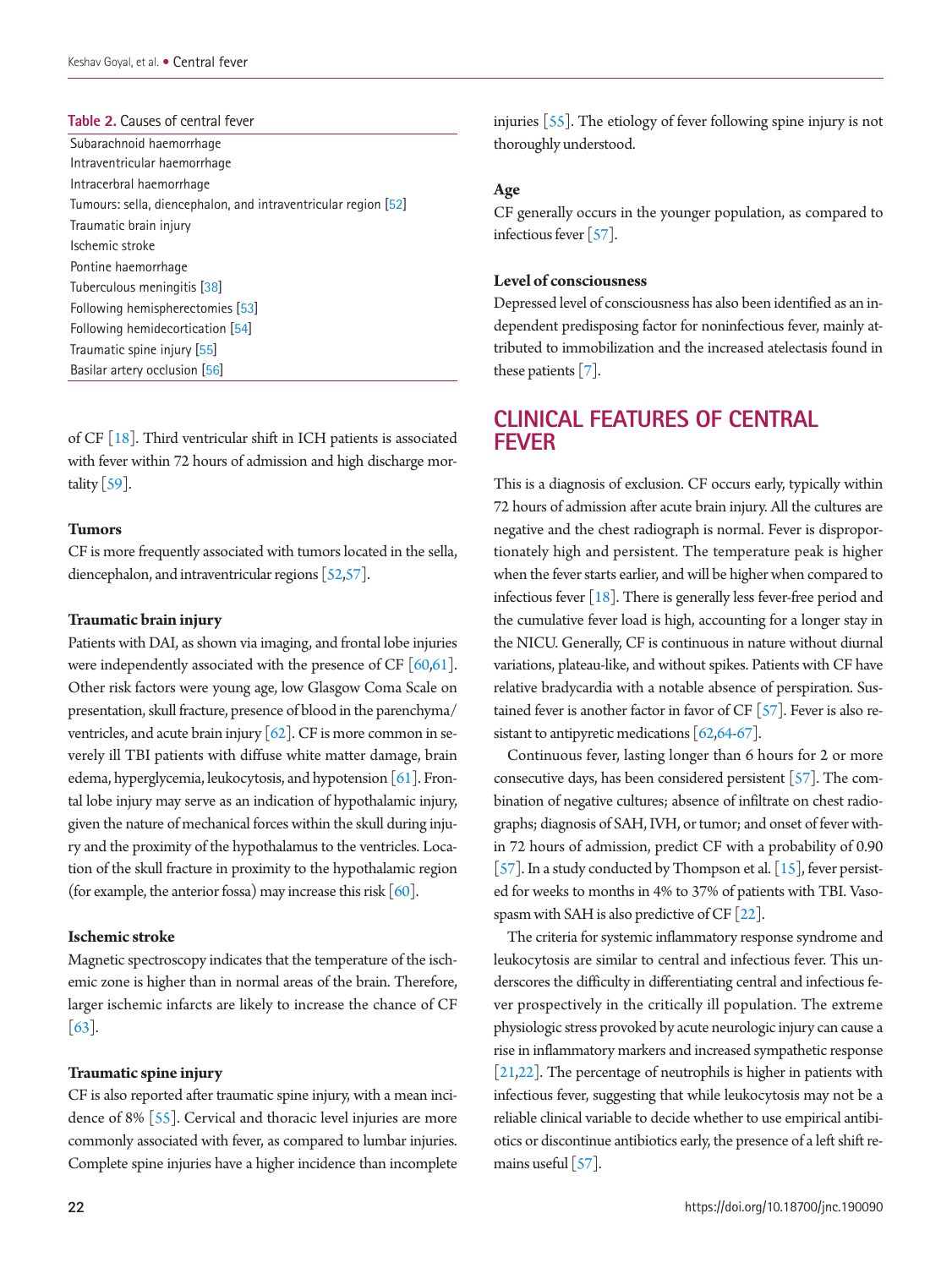Table 2. Causes of central fever

| Causes of central fever |
|---|
| Subarachnoid haemorrhage |
| Intraventricular haemorrhage |
| Intracerbral haemorrhage |
| Tumours: sella, diencephalon, and intraventricular region [52] |
| Traumatic brain injury |
| Ischemic stroke |
| Pontine haemorrhage |
| Tuberculous meningitis [38] |
| Following hemispherectomies [53] |
| Following hemidecortication [54] |
| Traumatic spine injury [55] |
| Basilar artery occlusion [56] |

of CF [18]. Third ventricular shift in ICH patients is associated with fever within 72 hours of admission and high discharge mortality [59].

### Tumors

CF is more frequently associated with tumors located in the sella, diencephalon, and intraventricular regions [52,57].

### Traumatic brain injury

Patients with DAI, as shown via imaging, and frontal lobe injuries were independently associated with the presence of CF [60,61]. Other risk factors were young age, low Glasgow Coma Scale on presentation, skull fracture, presence of blood in the parenchyma/ventricles, and acute brain injury [62]. CF is more common in severely ill TBI patients with diffuse white matter damage, brain edema, hyperglycemia, leukocytosis, and hypotension [61]. Frontal lobe injury may serve as an indication of hypothalamic injury, given the nature of mechanical forces within the skull during injury and the proximity of the hypothalamus to the ventricles. Location of the skull fracture in proximity to the hypothalamic region (for example, the anterior fossa) may increase this risk [60].

### Ischemic stroke

Magnetic spectroscopy indicates that the temperature of the ischemic zone is higher than in normal areas of the brain. Therefore, larger ischemic infarcts are likely to increase the chance of CF [63].

### Traumatic spine injury

CF is also reported after traumatic spine injury, with a mean incidence of 8% [55]. Cervical and thoracic level injuries are more commonly associated with fever, as compared to lumbar injuries. Complete spine injuries have a higher incidence than incomplete injuries [55]. The etiology of fever following spine injury is not thoroughly understood.

### Age

CF generally occurs in the younger population, as compared to infectious fever [57].

### Level of consciousness

Depressed level of consciousness has also been identified as an independent predisposing factor for noninfectious fever, mainly attributed to immobilization and the increased atelectasis found in these patients [7].

## CLINICAL FEATURES OF CENTRAL FEVER

This is a diagnosis of exclusion. CF occurs early, typically within 72 hours of admission after acute brain injury. All the cultures are negative and the chest radiograph is normal. Fever is disproportionately high and persistent. The temperature peak is higher when the fever starts earlier, and will be higher when compared to infectious fever [18]. There is generally less fever-free period and the cumulative fever load is high, accounting for a longer stay in the NICU. Generally, CF is continuous in nature without diurnal variations, plateau-like, and without spikes. Patients with CF have relative bradycardia with a notable absence of perspiration. Sustained fever is another factor in favor of CF [57]. Fever is also resistant to antipyretic medications [62,64-67].

Continuous fever, lasting longer than 6 hours for 2 or more consecutive days, has been considered persistent [57]. The combination of negative cultures; absence of infiltrate on chest radiographs; diagnosis of SAH, IVH, or tumor; and onset of fever within 72 hours of admission, predict CF with a probability of 0.90 [57]. In a study conducted by Thompson et al. [15], fever persisted for weeks to months in 4% to 37% of patients with TBI. Vasospasm with SAH is also predictive of CF [22].

The criteria for systemic inflammatory response syndrome and leukocytosis are similar to central and infectious fever. This underscores the difficulty in differentiating central and infectious fever prospectively in the critically ill population. The extreme physiologic stress provoked by acute neurologic injury can cause a rise in inflammatory markers and increased sympathetic response [21,22]. The percentage of neutrophils is higher in patients with infectious fever, suggesting that while leukocytosis may not be a reliable clinical variable to decide whether to use empirical antibiotics or discontinue antibiotics early, the presence of a left shift remains useful [57].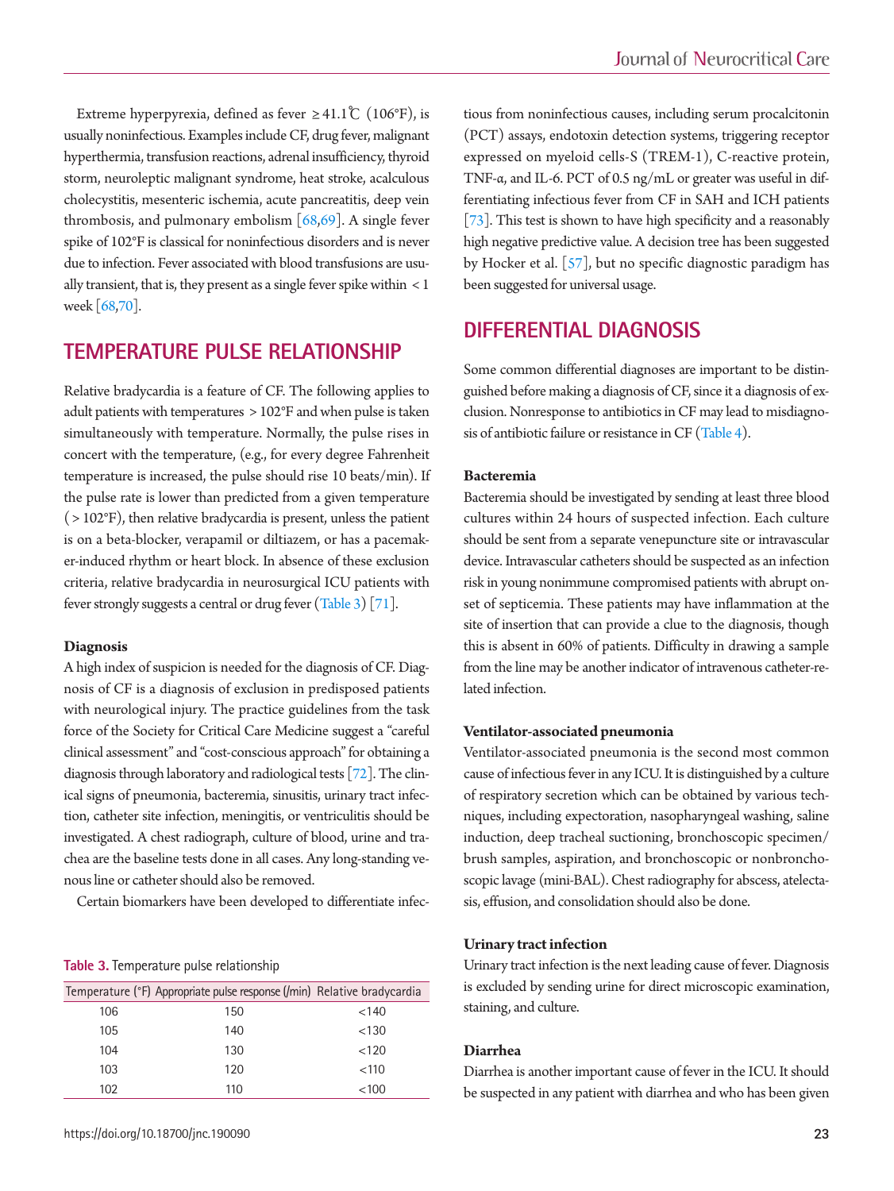Extreme hyperpyrexia, defined as fever ≥41.1℃ (106°F), is usually noninfectious. Examples include CF, drug fever, malignant hyperthermia, transfusion reactions, adrenal insufficiency, thyroid storm, neuroleptic malignant syndrome, heat stroke, acalculous cholecystitis, mesenteric ischemia, acute pancreatitis, deep vein thrombosis, and pulmonary embolism [68,69]. A single fever spike of 102°F is classical for noninfectious disorders and is never due to infection. Fever associated with blood transfusions are usually transient, that is, they present as a single fever spike within <1 week [68,70].

## TEMPERATURE PULSE RELATIONSHIP

Relative bradycardia is a feature of CF. The following applies to adult patients with temperatures >102°F and when pulse is taken simultaneously with temperature. Normally, the pulse rises in concert with the temperature, (e.g., for every degree Fahrenheit temperature is increased, the pulse should rise 10 beats/min). If the pulse rate is lower than predicted from a given temperature (>102°F), then relative bradycardia is present, unless the patient is on a beta-blocker, verapamil or diltiazem, or has a pacemaker-induced rhythm or heart block. In absence of these exclusion criteria, relative bradycardia in neurosurgical ICU patients with fever strongly suggests a central or drug fever (Table 3) [71].

### Diagnosis

A high index of suspicion is needed for the diagnosis of CF. Diagnosis of CF is a diagnosis of exclusion in predisposed patients with neurological injury. The practice guidelines from the task force of the Society for Critical Care Medicine suggest a "careful clinical assessment" and "cost-conscious approach" for obtaining a diagnosis through laboratory and radiological tests [72]. The clinical signs of pneumonia, bacteremia, sinusitis, urinary tract infection, catheter site infection, meningitis, or ventriculitis should be investigated. A chest radiograph, culture of blood, urine and trachea are the baseline tests done in all cases. Any long-standing venous line or catheter should also be removed.

Certain biomarkers have been developed to differentiate infectious from noninfectious causes, including serum procalcitonin (PCT) assays, endotoxin detection systems, triggering receptor expressed on myeloid cells-S (TREM-1), C-reactive protein, TNF-α, and IL-6. PCT of 0.5 ng/mL or greater was useful in differentiating infectious fever from CF in SAH and ICH patients [73]. This test is shown to have high specificity and a reasonably high negative predictive value. A decision tree has been suggested by Hocker et al. [57], but no specific diagnostic paradigm has been suggested for universal usage.

**Table 3.** Temperature pulse relationship

| Temperature (°F) | Appropriate pulse response (/min) | Relative bradycardia |
|---|---|---|
| 106 | 150 | <140 |
| 105 | 140 | <130 |
| 104 | 130 | <120 |
| 103 | 120 | <110 |
| 102 | 110 | <100 |

## DIFFERENTIAL DIAGNOSIS

Some common differential diagnoses are important to be distinguished before making a diagnosis of CF, since it a diagnosis of exclusion. Nonresponse to antibiotics in CF may lead to misdiagnosis of antibiotic failure or resistance in CF (Table 4).

### Bacteremia

Bacteremia should be investigated by sending at least three blood cultures within 24 hours of suspected infection. Each culture should be sent from a separate venepuncture site or intravascular device. Intravascular catheters should be suspected as an infection risk in young nonimmune compromised patients with abrupt onset of septicemia. These patients may have inflammation at the site of insertion that can provide a clue to the diagnosis, though this is absent in 60% of patients. Difficulty in drawing a sample from the line may be another indicator of intravenous catheter-related infection.

### Ventilator-associated pneumonia

Ventilator-associated pneumonia is the second most common cause of infectious fever in any ICU. It is distinguished by a culture of respiratory secretion which can be obtained by various techniques, including expectoration, nasopharyngeal washing, saline induction, deep tracheal suctioning, bronchoscopic specimen/brush samples, aspiration, and bronchoscopic or nonbronchoscopic lavage (mini-BAL). Chest radiography for abscess, atelectasis, effusion, and consolidation should also be done.

### Urinary tract infection

Urinary tract infection is the next leading cause of fever. Diagnosis is excluded by sending urine for direct microscopic examination, staining, and culture.

### Diarrhea

Diarrhea is another important cause of fever in the ICU. It should be suspected in any patient with diarrhea and who has been given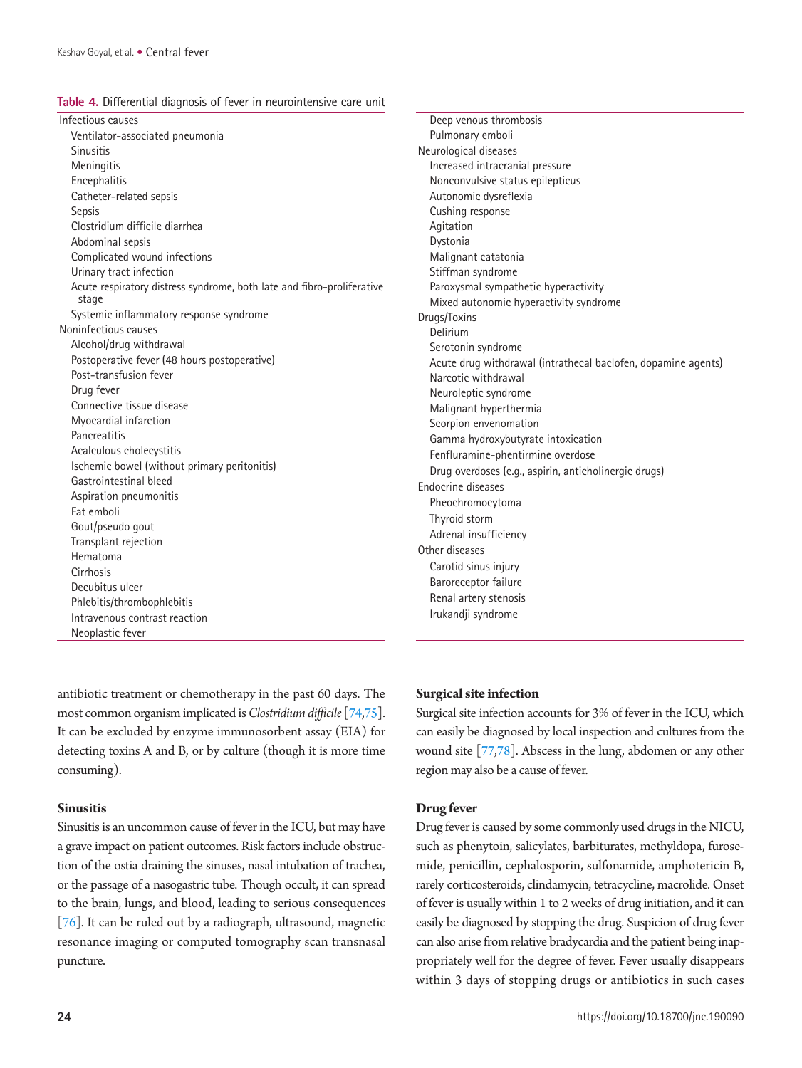**Table 4.** Differential diagnosis of fever in neurointensive care unit

| |
|---|
| Infectious causes |
| Ventilator-associated pneumonia |
| Sinusitis |
| Meningitis |
| Encephalitis |
| Catheter-related sepsis |
| Sepsis |
| Clostridium difficile diarrhea |
| Abdominal sepsis |
| Complicated wound infections |
| Urinary tract infection |
| Acute respiratory distress syndrome, both late and fibro-proliferative stage |
| Systemic inflammatory response syndrome |
| Noninfectious causes |
| Alcohol/drug withdrawal |
| Postoperative fever (48 hours postoperative) |
| Post-transfusion fever |
| Drug fever |
| Connective tissue disease |
| Myocardial infarction |
| Pancreatitis |
| Acalculous cholecystitis |
| Ischemic bowel (without primary peritonitis) |
| Gastrointestinal bleed |
| Aspiration pneumonitis |
| Fat emboli |
| Gout/pseudo gout |
| Transplant rejection |
| Hematoma |
| Cirrhosis |
| Decubitus ulcer |
| Phlebitis/thrombophlebitis |
| Intravenous contrast reaction |
| Neoplastic fever |
| Deep venous thrombosis |
| Pulmonary emboli |
| Neurological diseases |
| Increased intracranial pressure |
| Nonconvulsive status epilepticus |
| Autonomic dysreflexia |
| Cushing response |
| Agitation |
| Dystonia |
| Malignant catatonia |
| Stiffman syndrome |
| Paroxysmal sympathetic hyperactivity |
| Mixed autonomic hyperactivity syndrome |
| Drugs/Toxins |
| Delirium |
| Serotonin syndrome |
| Acute drug withdrawal (intrathecal baclofen, dopamine agents) |
| Narcotic withdrawal |
| Neuroleptic syndrome |
| Malignant hyperthermia |
| Scorpion envenomation |
| Gamma hydroxybutyrate intoxication |
| Fenfluramine-phentirmine overdose |
| Drug overdoses (e.g., aspirin, anticholinergic drugs) |
| Endocrine diseases |
| Pheochromocytoma |
| Thyroid storm |
| Adrenal insufficiency |
| Other diseases |
| Carotid sinus injury |
| Baroreceptor failure |
| Renal artery stenosis |
| Irukandji syndrome |

antibiotic treatment or chemotherapy in the past 60 days. The most common organism implicated is *Clostridium difficile* [74,75]. It can be excluded by enzyme immunosorbent assay (EIA) for detecting toxins A and B, or by culture (though it is more time consuming).

### Sinusitis

Sinusitis is an uncommon cause of fever in the ICU, but may have a grave impact on patient outcomes. Risk factors include obstruction of the ostia draining the sinuses, nasal intubation of trachea, or the passage of a nasogastric tube. Though occult, it can spread to the brain, lungs, and blood, leading to serious consequences [76]. It can be ruled out by a radiograph, ultrasound, magnetic resonance imaging or computed tomography scan transnasal puncture.

### Surgical site infection

Surgical site infection accounts for 3% of fever in the ICU, which can easily be diagnosed by local inspection and cultures from the wound site [77,78]. Abscess in the lung, abdomen or any other region may also be a cause of fever.

### Drug fever

Drug fever is caused by some commonly used drugs in the NICU, such as phenytoin, salicylates, barbiturates, methyldopa, furosemide, penicillin, cephalosporin, sulfonamide, amphotericin B, rarely corticosteroids, clindamycin, tetracycline, macrolide. Onset of fever is usually within 1 to 2 weeks of drug initiation, and it can easily be diagnosed by stopping the drug. Suspicion of drug fever can also arise from relative bradycardia and the patient being inappropriately well for the degree of fever. Fever usually disappears within 3 days of stopping drugs or antibiotics in such cases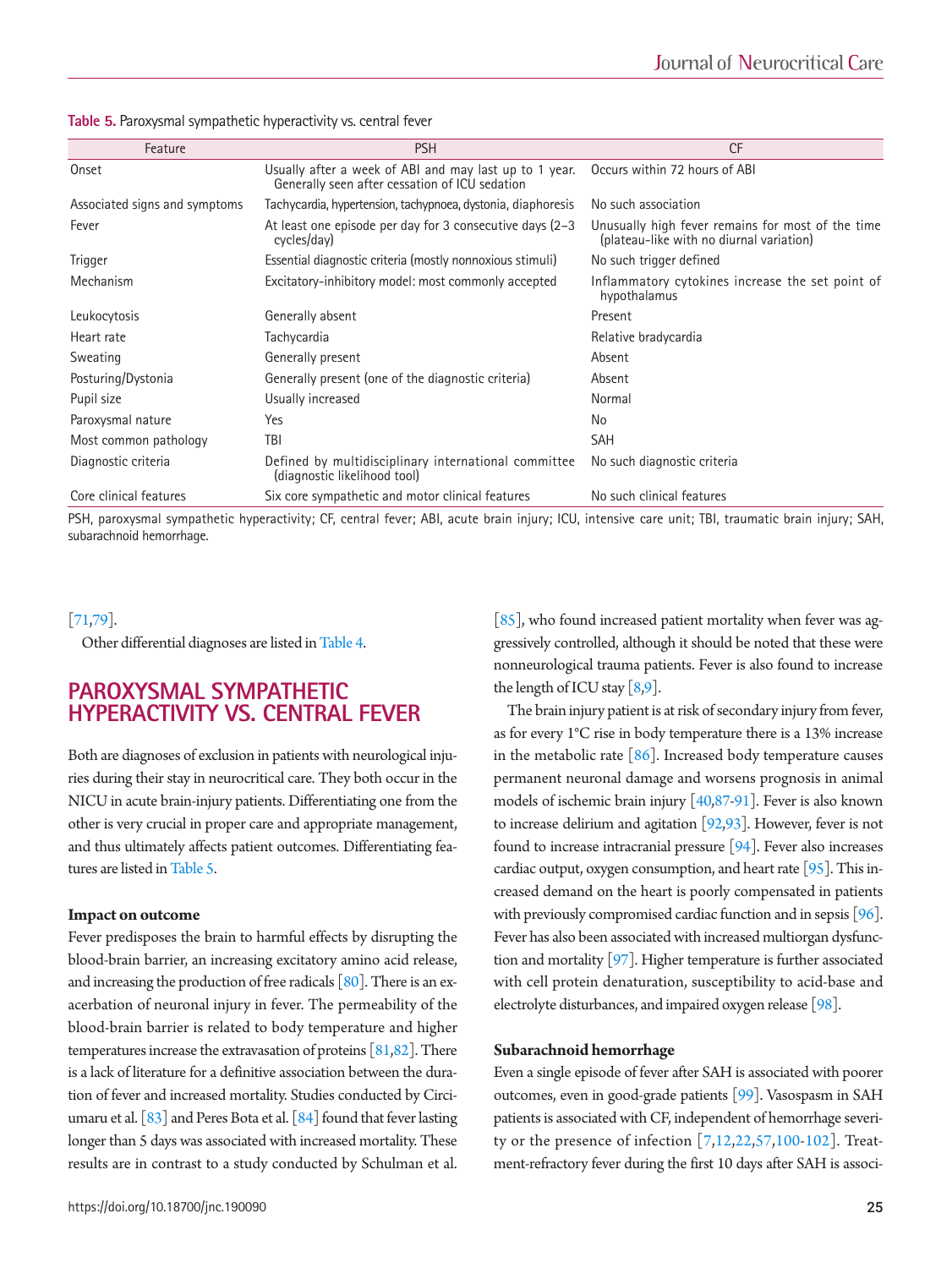**Table 5.** Paroxysmal sympathetic hyperactivity vs. central fever

| Feature | PSH | CF |
|---|---|---|
| Onset | Usually after a week of ABI and may last up to 1 year. Generally seen after cessation of ICU sedation | Occurs within 72 hours of ABI |
| Associated signs and symptoms | Tachycardia, hypertension, tachypnoea, dystonia, diaphoresis | No such association |
| Fever | At least one episode per day for 3 consecutive days (2–3 cycles/day) | Unusually high fever remains for most of the time (plateau-like with no diurnal variation) |
| Trigger | Essential diagnostic criteria (mostly nonnoxious stimuli) | No such trigger defined |
| Mechanism | Excitatory-inhibitory model: most commonly accepted | Inflammatory cytokines increase the set point of hypothalamus |
| Leukocytosis | Generally absent | Present |
| Heart rate | Tachycardia | Relative bradycardia |
| Sweating | Generally present | Absent |
| Posturing/Dystonia | Generally present (one of the diagnostic criteria) | Absent |
| Pupil size | Usually increased | Normal |
| Paroxysmal nature | Yes | No |
| Most common pathology | TBI | SAH |
| Diagnostic criteria | Defined by multidisciplinary international committee (diagnostic likelihood tool) | No such diagnostic criteria |
| Core clinical features | Six core sympathetic and motor clinical features | No such clinical features |

PSH, paroxysmal sympathetic hyperactivity; CF, central fever; ABI, acute brain injury; ICU, intensive care unit; TBI, traumatic brain injury; SAH, subarachnoid hemorrhage.

[71,79].

Other differential diagnoses are listed in Table 4.

## PAROXYSMAL SYMPATHETIC HYPERACTIVITY VS. CENTRAL FEVER

Both are diagnoses of exclusion in patients with neurological injuries during their stay in neurocritical care. They both occur in the NICU in acute brain-injury patients. Differentiating one from the other is very crucial in proper care and appropriate management, and thus ultimately affects patient outcomes. Differentiating features are listed in Table 5.

### Impact on outcome

Fever predisposes the brain to harmful effects by disrupting the blood-brain barrier, an increasing excitatory amino acid release, and increasing the production of free radicals [80]. There is an exacerbation of neuronal injury in fever. The permeability of the blood-brain barrier is related to body temperature and higher temperatures increase the extravasation of proteins [81,82]. There is a lack of literature for a definitive association between the duration of fever and increased mortality. Studies conducted by Circiumaru et al. [83] and Peres Bota et al. [84] found that fever lasting longer than 5 days was associated with increased mortality. These results are in contrast to a study conducted by Schulman et al. [85], who found increased patient mortality when fever was aggressively controlled, although it should be noted that these were nonneurological trauma patients. Fever is also found to increase the length of ICU stay [8,9].

The brain injury patient is at risk of secondary injury from fever, as for every 1°C rise in body temperature there is a 13% increase in the metabolic rate [86]. Increased body temperature causes permanent neuronal damage and worsens prognosis in animal models of ischemic brain injury [40,87-91]. Fever is also known to increase delirium and agitation [92,93]. However, fever is not found to increase intracranial pressure [94]. Fever also increases cardiac output, oxygen consumption, and heart rate [95]. This increased demand on the heart is poorly compensated in patients with previously compromised cardiac function and in sepsis [96]. Fever has also been associated with increased multiorgan dysfunction and mortality [97]. Higher temperature is further associated with cell protein denaturation, susceptibility to acid-base and electrolyte disturbances, and impaired oxygen release [98].

### Subarachnoid hemorrhage

Even a single episode of fever after SAH is associated with poorer outcomes, even in good-grade patients [99]. Vasospasm in SAH patients is associated with CF, independent of hemorrhage severity or the presence of infection [7,12,22,57,100-102]. Treatment-refractory fever during the first 10 days after SAH is associ-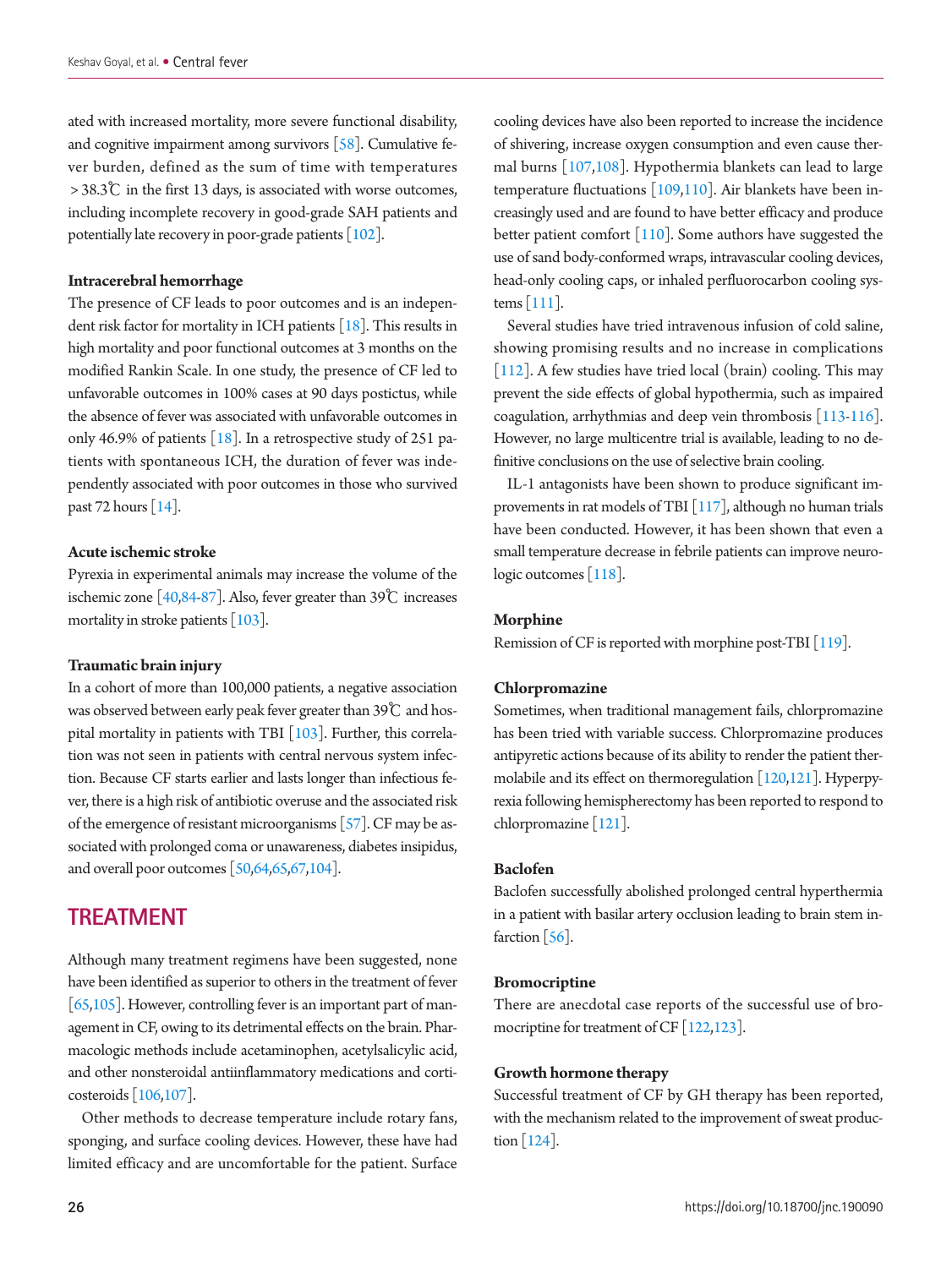ated with increased mortality, more severe functional disability, and cognitive impairment among survivors [58]. Cumulative fever burden, defined as the sum of time with temperatures >38.3℃ in the first 13 days, is associated with worse outcomes, including incomplete recovery in good-grade SAH patients and potentially late recovery in poor-grade patients [102].

### Intracerebral hemorrhage

The presence of CF leads to poor outcomes and is an independent risk factor for mortality in ICH patients [18]. This results in high mortality and poor functional outcomes at 3 months on the modified Rankin Scale. In one study, the presence of CF led to unfavorable outcomes in 100% cases at 90 days postictus, while the absence of fever was associated with unfavorable outcomes in only 46.9% of patients [18]. In a retrospective study of 251 patients with spontaneous ICH, the duration of fever was independently associated with poor outcomes in those who survived past 72 hours [14].

### Acute ischemic stroke

Pyrexia in experimental animals may increase the volume of the ischemic zone [40,84-87]. Also, fever greater than 39℃ increases mortality in stroke patients [103].

### Traumatic brain injury

In a cohort of more than 100,000 patients, a negative association was observed between early peak fever greater than 39℃ and hospital mortality in patients with TBI [103]. Further, this correlation was not seen in patients with central nervous system infection. Because CF starts earlier and lasts longer than infectious fever, there is a high risk of antibiotic overuse and the associated risk of the emergence of resistant microorganisms [57]. CF may be associated with prolonged coma or unawareness, diabetes insipidus, and overall poor outcomes [50,64,65,67,104].

## TREATMENT

Although many treatment regimens have been suggested, none have been identified as superior to others in the treatment of fever [65,105]. However, controlling fever is an important part of management in CF, owing to its detrimental effects on the brain. Pharmacologic methods include acetaminophen, acetylsalicylic acid, and other nonsteroidal antiinflammatory medications and corticosteroids [106,107].

Other methods to decrease temperature include rotary fans, sponging, and surface cooling devices. However, these have had limited efficacy and are uncomfortable for the patient. Surface cooling devices have also been reported to increase the incidence of shivering, increase oxygen consumption and even cause thermal burns [107,108]. Hypothermia blankets can lead to large temperature fluctuations [109,110]. Air blankets have been increasingly used and are found to have better efficacy and produce better patient comfort [110]. Some authors have suggested the use of sand body-conformed wraps, intravascular cooling devices, head-only cooling caps, or inhaled perfluorocarbon cooling systems [111].

Several studies have tried intravenous infusion of cold saline, showing promising results and no increase in complications [112]. A few studies have tried local (brain) cooling. This may prevent the side effects of global hypothermia, such as impaired coagulation, arrhythmias and deep vein thrombosis [113-116]. However, no large multicentre trial is available, leading to no definitive conclusions on the use of selective brain cooling.

IL-1 antagonists have been shown to produce significant improvements in rat models of TBI [117], although no human trials have been conducted. However, it has been shown that even a small temperature decrease in febrile patients can improve neurologic outcomes [118].

### Morphine

Remission of CF is reported with morphine post-TBI [119].

### Chlorpromazine

Sometimes, when traditional management fails, chlorpromazine has been tried with variable success. Chlorpromazine produces antipyretic actions because of its ability to render the patient thermolabile and its effect on thermoregulation [120,121]. Hyperpyrexia following hemispherectomy has been reported to respond to chlorpromazine [121].

### Baclofen

Baclofen successfully abolished prolonged central hyperthermia in a patient with basilar artery occlusion leading to brain stem infarction [56].

### Bromocriptine

There are anecdotal case reports of the successful use of bromocriptine for treatment of CF [122,123].

### Growth hormone therapy

Successful treatment of CF by GH therapy has been reported, with the mechanism related to the improvement of sweat production [124].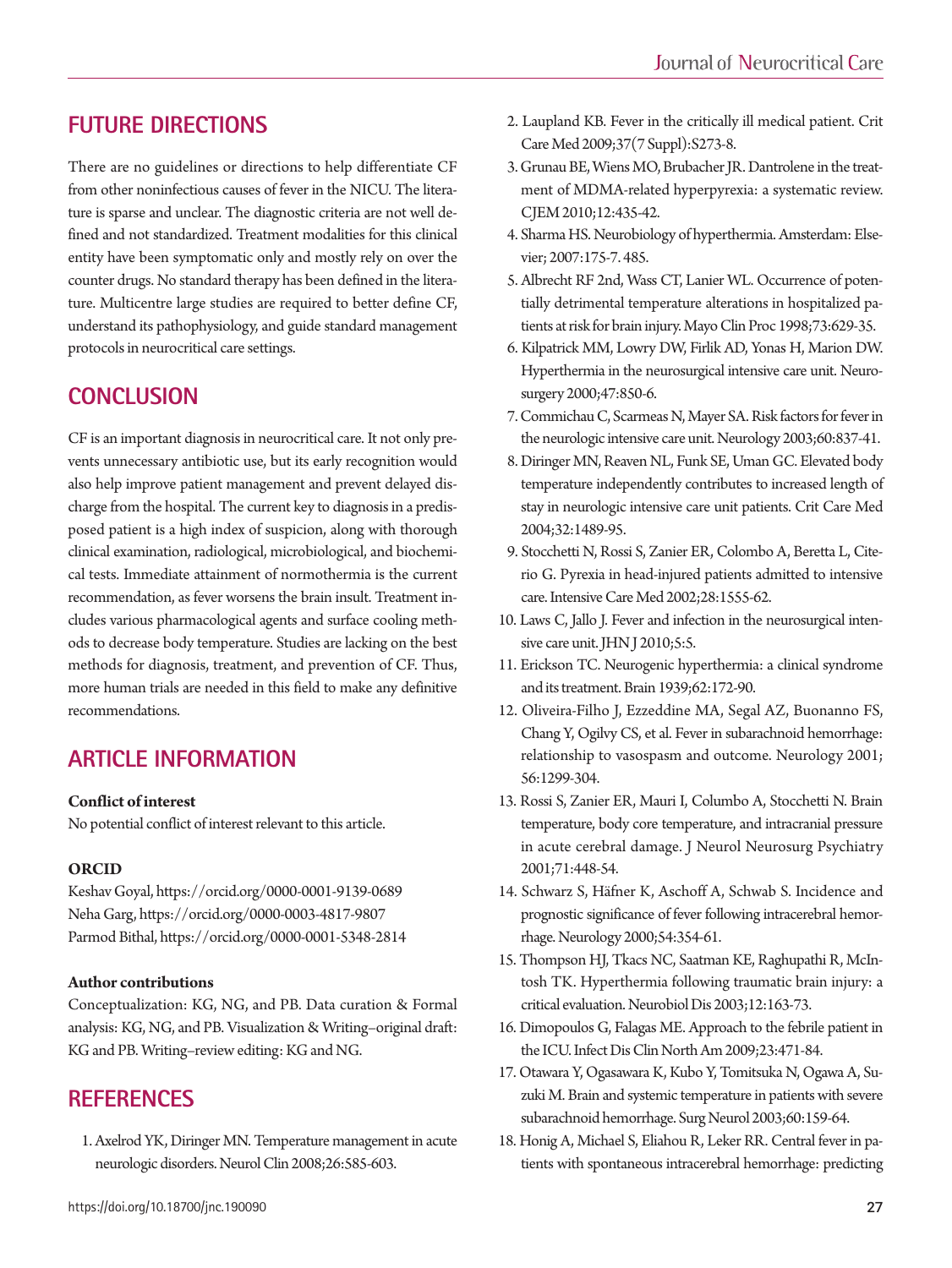## FUTURE DIRECTIONS

There are no guidelines or directions to help differentiate CF from other noninfectious causes of fever in the NICU. The literature is sparse and unclear. The diagnostic criteria are not well defined and not standardized. Treatment modalities for this clinical entity have been symptomatic only and mostly rely on over the counter drugs. No standard therapy has been defined in the literature. Multicentre large studies are required to better define CF, understand its pathophysiology, and guide standard management protocols in neurocritical care settings.

## CONCLUSION

CF is an important diagnosis in neurocritical care. It not only prevents unnecessary antibiotic use, but its early recognition would also help improve patient management and prevent delayed discharge from the hospital. The current key to diagnosis in a predisposed patient is a high index of suspicion, along with thorough clinical examination, radiological, microbiological, and biochemical tests. Immediate attainment of normothermia is the current recommendation, as fever worsens the brain insult. Treatment includes various pharmacological agents and surface cooling methods to decrease body temperature. Studies are lacking on the best methods for diagnosis, treatment, and prevention of CF. Thus, more human trials are needed in this field to make any definitive recommendations.

## ARTICLE INFORMATION

**Conflict of interest**

No potential conflict of interest relevant to this article.

**ORCID**

Keshav Goyal, https://orcid.org/0000-0001-9139-0689
Neha Garg, https://orcid.org/0000-0003-4817-9807
Parmod Bithal, https://orcid.org/0000-0001-5348-2814

**Author contributions**

Conceptualization: KG, NG, and PB. Data curation & Formal analysis: KG, NG, and PB. Visualization & Writing–original draft: KG and PB. Writing–review editing: KG and NG.

## REFERENCES

1. Axelrod YK, Diringer MN. Temperature management in acute neurologic disorders. Neurol Clin 2008;26:585-603.
2. Laupland KB. Fever in the critically ill medical patient. Crit Care Med 2009;37(7 Suppl):S273-8.
3. Grunau BE, Wiens MO, Brubacher JR. Dantrolene in the treatment of MDMA-related hyperpyrexia: a systematic review. CJEM 2010;12:435-42.
4. Sharma HS. Neurobiology of hyperthermia. Amsterdam: Elsevier; 2007:175-7. 485.
5. Albrecht RF 2nd, Wass CT, Lanier WL. Occurrence of potentially detrimental temperature alterations in hospitalized patients at risk for brain injury. Mayo Clin Proc 1998;73:629-35.
6. Kilpatrick MM, Lowry DW, Firlik AD, Yonas H, Marion DW. Hyperthermia in the neurosurgical intensive care unit. Neurosurgery 2000;47:850-6.
7. Commichau C, Scarmeas N, Mayer SA. Risk factors for fever in the neurologic intensive care unit. Neurology 2003;60:837-41.
8. Diringer MN, Reaven NL, Funk SE, Uman GC. Elevated body temperature independently contributes to increased length of stay in neurologic intensive care unit patients. Crit Care Med 2004;32:1489-95.
9. Stocchetti N, Rossi S, Zanier ER, Colombo A, Beretta L, Citerio G. Pyrexia in head-injured patients admitted to intensive care. Intensive Care Med 2002;28:1555-62.
10. Laws C, Jallo J. Fever and infection in the neurosurgical intensive care unit. JHN J 2010;5:5.
11. Erickson TC. Neurogenic hyperthermia: a clinical syndrome and its treatment. Brain 1939;62:172-90.
12. Oliveira-Filho J, Ezzeddine MA, Segal AZ, Buonanno FS, Chang Y, Ogilvy CS, et al. Fever in subarachnoid hemorrhage: relationship to vasospasm and outcome. Neurology 2001; 56:1299-304.
13. Rossi S, Zanier ER, Mauri I, Columbo A, Stocchetti N. Brain temperature, body core temperature, and intracranial pressure in acute cerebral damage. J Neurol Neurosurg Psychiatry 2001;71:448-54.
14. Schwarz S, Häfner K, Aschoff A, Schwab S. Incidence and prognostic significance of fever following intracerebral hemorrhage. Neurology 2000;54:354-61.
15. Thompson HJ, Tkacs NC, Saatman KE, Raghupathi R, McIntosh TK. Hyperthermia following traumatic brain injury: a critical evaluation. Neurobiol Dis 2003;12:163-73.
16. Dimopoulos G, Falagas ME. Approach to the febrile patient in the ICU. Infect Dis Clin North Am 2009;23:471-84.
17. Otawara Y, Ogasawara K, Kubo Y, Tomitsuka N, Ogawa A, Suzuki M. Brain and systemic temperature in patients with severe subarachnoid hemorrhage. Surg Neurol 2003;60:159-64.
18. Honig A, Michael S, Eliahou R, Leker RR. Central fever in patients with spontaneous intracerebral hemorrhage: predicting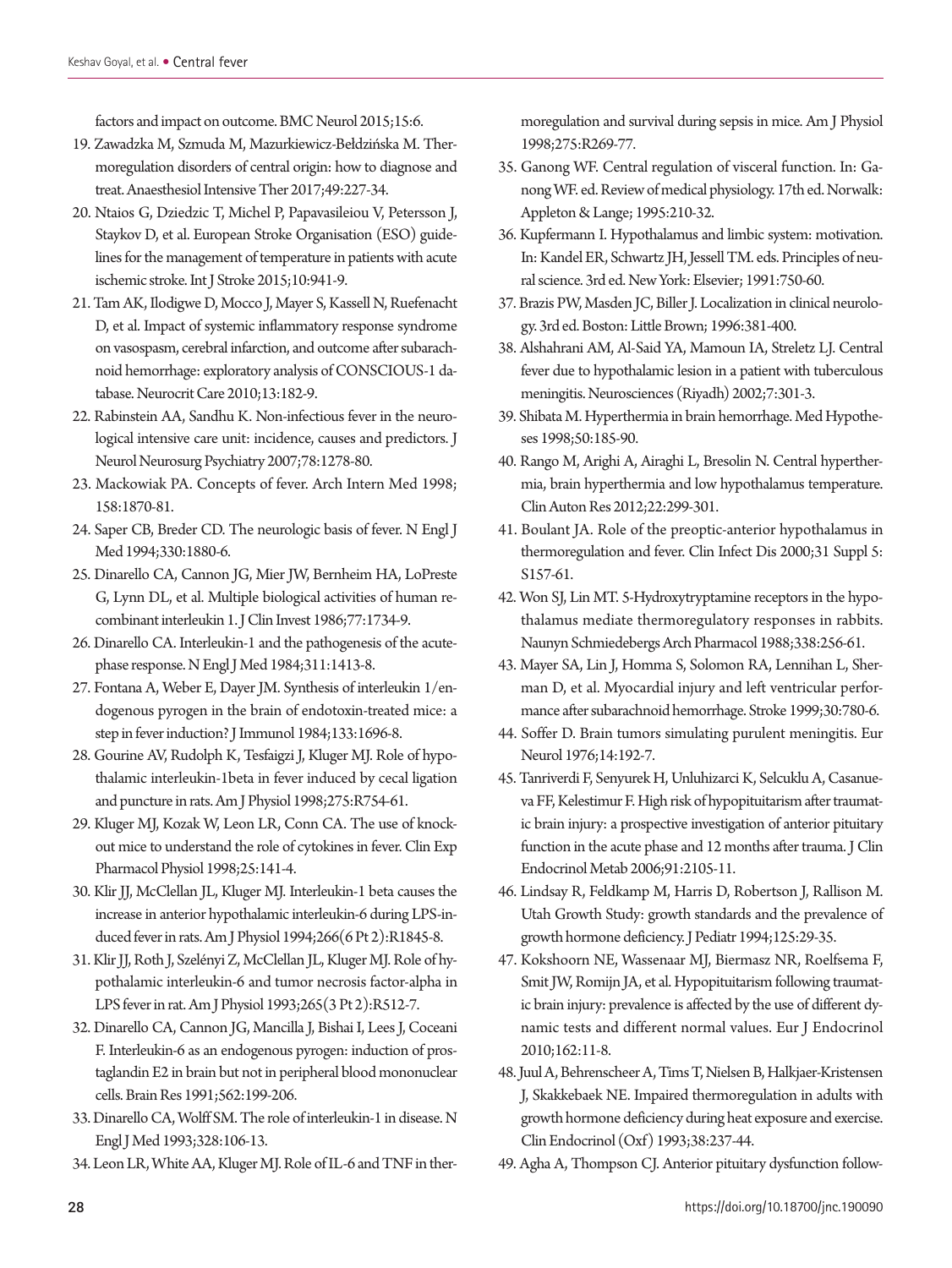factors and impact on outcome. BMC Neurol 2015;15:6.

19. Zawadzka M, Szmuda M, Mazurkiewicz-Bełdzińska M. Thermoregulation disorders of central origin: how to diagnose and treat. Anaesthesiol Intensive Ther 2017;49:227-34.
20. Ntaios G, Dziedzic T, Michel P, Papavasileiou V, Petersson J, Staykov D, et al. European Stroke Organisation (ESO) guidelines for the management of temperature in patients with acute ischemic stroke. Int J Stroke 2015;10:941-9.
21. Tam AK, Ilodigwe D, Mocco J, Mayer S, Kassell N, Ruefenacht D, et al. Impact of systemic inflammatory response syndrome on vasospasm, cerebral infarction, and outcome after subarachnoid hemorrhage: exploratory analysis of CONSCIOUS-1 database. Neurocrit Care 2010;13:182-9.
22. Rabinstein AA, Sandhu K. Non-infectious fever in the neurological intensive care unit: incidence, causes and predictors. J Neurol Neurosurg Psychiatry 2007;78:1278-80.
23. Mackowiak PA. Concepts of fever. Arch Intern Med 1998;158:1870-81.
24. Saper CB, Breder CD. The neurologic basis of fever. N Engl J Med 1994;330:1880-6.
25. Dinarello CA, Cannon JG, Mier JW, Bernheim HA, LoPreste G, Lynn DL, et al. Multiple biological activities of human recombinant interleukin 1. J Clin Invest 1986;77:1734-9.
26. Dinarello CA. Interleukin-1 and the pathogenesis of the acute-phase response. N Engl J Med 1984;311:1413-8.
27. Fontana A, Weber E, Dayer JM. Synthesis of interleukin 1/endogenous pyrogen in the brain of endotoxin-treated mice: a step in fever induction? J Immunol 1984;133:1696-8.
28. Gourine AV, Rudolph K, Tesfaigzi J, Kluger MJ. Role of hypothalamic interleukin-1beta in fever induced by cecal ligation and puncture in rats. Am J Physiol 1998;275:R754-61.
29. Kluger MJ, Kozak W, Leon LR, Conn CA. The use of knockout mice to understand the role of cytokines in fever. Clin Exp Pharmacol Physiol 1998;25:141-4.
30. Klir JJ, McClellan JL, Kluger MJ. Interleukin-1 beta causes the increase in anterior hypothalamic interleukin-6 during LPS-induced fever in rats. Am J Physiol 1994;266(6 Pt 2):R1845-8.
31. Klir JJ, Roth J, Szelényi Z, McClellan JL, Kluger MJ. Role of hypothalamic interleukin-6 and tumor necrosis factor-alpha in LPS fever in rat. Am J Physiol 1993;265(3 Pt 2):R512-7.
32. Dinarello CA, Cannon JG, Mancilla J, Bishai I, Lees J, Coceani F. Interleukin-6 as an endogenous pyrogen: induction of prostaglandin E2 in brain but not in peripheral blood mononuclear cells. Brain Res 1991;562:199-206.
33. Dinarello CA, Wolff SM. The role of interleukin-1 in disease. N Engl J Med 1993;328:106-13.
34. Leon LR, White AA, Kluger MJ. Role of IL-6 and TNF in thermoregulation and survival during sepsis in mice. Am J Physiol 1998;275:R269-77.
35. Ganong WF. Central regulation of visceral function. In: Ganong WF. ed. Review of medical physiology. 17th ed. Norwalk: Appleton & Lange; 1995:210-32.
36. Kupfermann I. Hypothalamus and limbic system: motivation. In: Kandel ER, Schwartz JH, Jessell TM. eds. Principles of neural science. 3rd ed. New York: Elsevier; 1991:750-60.
37. Brazis PW, Masden JC, Biller J. Localization in clinical neurology. 3rd ed. Boston: Little Brown; 1996:381-400.
38. Alshahrani AM, Al-Said YA, Mamoun IA, Streletz LJ. Central fever due to hypothalamic lesion in a patient with tuberculous meningitis. Neurosciences (Riyadh) 2002;7:301-3.
39. Shibata M. Hyperthermia in brain hemorrhage. Med Hypotheses 1998;50:185-90.
40. Rango M, Arighi A, Airaghi L, Bresolin N. Central hyperthermia, brain hyperthermia and low hypothalamus temperature. Clin Auton Res 2012;22:299-301.
41. Boulant JA. Role of the preoptic-anterior hypothalamus in thermoregulation and fever. Clin Infect Dis 2000;31 Suppl 5:S157-61.
42. Won SJ, Lin MT. 5-Hydroxytryptamine receptors in the hypothalamus mediate thermoregulatory responses in rabbits. Naunyn Schmiedebergs Arch Pharmacol 1988;338:256-61.
43. Mayer SA, Lin J, Homma S, Solomon RA, Lennihan L, Sherman D, et al. Myocardial injury and left ventricular performance after subarachnoid hemorrhage. Stroke 1999;30:780-6.
44. Soffer D. Brain tumors simulating purulent meningitis. Eur Neurol 1976;14:192-7.
45. Tanriverdi F, Senyurek H, Unluhizarci K, Selcuklu A, Casanueva FF, Kelestimur F. High risk of hypopituitarism after traumatic brain injury: a prospective investigation of anterior pituitary function in the acute phase and 12 months after trauma. J Clin Endocrinol Metab 2006;91:2105-11.
46. Lindsay R, Feldkamp M, Harris D, Robertson J, Rallison M. Utah Growth Study: growth standards and the prevalence of growth hormone deficiency. J Pediatr 1994;125:29-35.
47. Kokshoorn NE, Wassenaar MJ, Biermasz NR, Roelfsema F, Smit JW, Romijn JA, et al. Hypopituitarism following traumatic brain injury: prevalence is affected by the use of different dynamic tests and different normal values. Eur J Endocrinol 2010;162:11-8.
48. Juul A, Behrenscheer A, Tims T, Nielsen B, Halkjaer-Kristensen J, Skakkebaek NE. Impaired thermoregulation in adults with growth hormone deficiency during heat exposure and exercise. Clin Endocrinol (Oxf) 1993;38:237-44.
49. Agha A, Thompson CJ. Anterior pituitary dysfunction follow-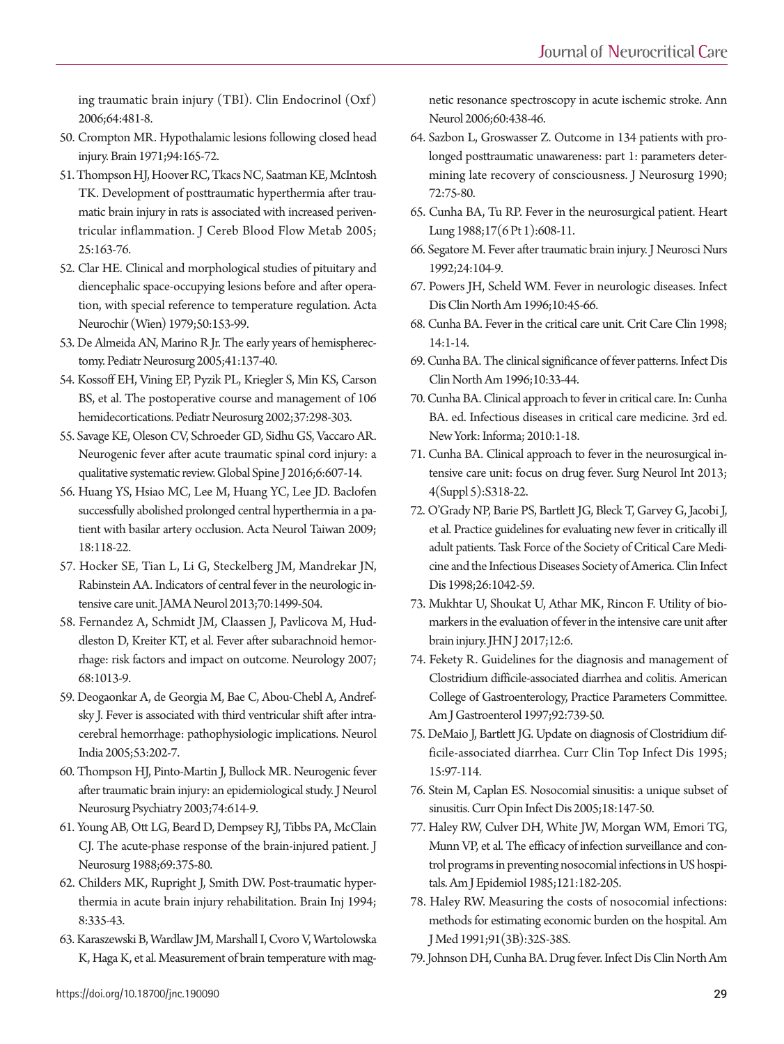ing traumatic brain injury (TBI). Clin Endocrinol (Oxf) 2006;64:481-8.

50. Crompton MR. Hypothalamic lesions following closed head injury. Brain 1971;94:165-72.
51. Thompson HJ, Hoover RC, Tkacs NC, Saatman KE, McIntosh TK. Development of posttraumatic hyperthermia after traumatic brain injury in rats is associated with increased periventricular inflammation. J Cereb Blood Flow Metab 2005; 25:163-76.
52. Clar HE. Clinical and morphological studies of pituitary and diencephalic space-occupying lesions before and after operation, with special reference to temperature regulation. Acta Neurochir (Wien) 1979;50:153-99.
53. De Almeida AN, Marino R Jr. The early years of hemispherectomy. Pediatr Neurosurg 2005;41:137-40.
54. Kossoff EH, Vining EP, Pyzik PL, Kriegler S, Min KS, Carson BS, et al. The postoperative course and management of 106 hemidecortications. Pediatr Neurosurg 2002;37:298-303.
55. Savage KE, Oleson CV, Schroeder GD, Sidhu GS, Vaccaro AR. Neurogenic fever after acute traumatic spinal cord injury: a qualitative systematic review. Global Spine J 2016;6:607-14.
56. Huang YS, Hsiao MC, Lee M, Huang YC, Lee JD. Baclofen successfully abolished prolonged central hyperthermia in a patient with basilar artery occlusion. Acta Neurol Taiwan 2009; 18:118-22.
57. Hocker SE, Tian L, Li G, Steckelberg JM, Mandrekar JN, Rabinstein AA. Indicators of central fever in the neurologic intensive care unit. JAMA Neurol 2013;70:1499-504.
58. Fernandez A, Schmidt JM, Claassen J, Pavlicova M, Huddleston D, Kreiter KT, et al. Fever after subarachnoid hemorrhage: risk factors and impact on outcome. Neurology 2007; 68:1013-9.
59. Deogaonkar A, de Georgia M, Bae C, Abou-Chebl A, Andrefsky J. Fever is associated with third ventricular shift after intracerebral hemorrhage: pathophysiologic implications. Neurol India 2005;53:202-7.
60. Thompson HJ, Pinto-Martin J, Bullock MR. Neurogenic fever after traumatic brain injury: an epidemiological study. J Neurol Neurosurg Psychiatry 2003;74:614-9.
61. Young AB, Ott LG, Beard D, Dempsey RJ, Tibbs PA, McClain CJ. The acute-phase response of the brain-injured patient. J Neurosurg 1988;69:375-80.
62. Childers MK, Rupright J, Smith DW. Post-traumatic hyperthermia in acute brain injury rehabilitation. Brain Inj 1994; 8:335-43.
63. Karaszewski B, Wardlaw JM, Marshall I, Cvoro V, Wartolowska K, Haga K, et al. Measurement of brain temperature with magnetic resonance spectroscopy in acute ischemic stroke. Ann Neurol 2006;60:438-46.
64. Sazbon L, Groswasser Z. Outcome in 134 patients with prolonged posttraumatic unawareness: part 1: parameters determining late recovery of consciousness. J Neurosurg 1990; 72:75-80.
65. Cunha BA, Tu RP. Fever in the neurosurgical patient. Heart Lung 1988;17(6 Pt 1):608-11.
66. Segatore M. Fever after traumatic brain injury. J Neurosci Nurs 1992;24:104-9.
67. Powers JH, Scheld WM. Fever in neurologic diseases. Infect Dis Clin North Am 1996;10:45-66.
68. Cunha BA. Fever in the critical care unit. Crit Care Clin 1998; 14:1-14.
69. Cunha BA. The clinical significance of fever patterns. Infect Dis Clin North Am 1996;10:33-44.
70. Cunha BA. Clinical approach to fever in critical care. In: Cunha BA. ed. Infectious diseases in critical care medicine. 3rd ed. New York: Informa; 2010:1-18.
71. Cunha BA. Clinical approach to fever in the neurosurgical intensive care unit: focus on drug fever. Surg Neurol Int 2013; 4(Suppl 5):S318-22.
72. O'Grady NP, Barie PS, Bartlett JG, Bleck T, Garvey G, Jacobi J, et al. Practice guidelines for evaluating new fever in critically ill adult patients. Task Force of the Society of Critical Care Medicine and the Infectious Diseases Society of America. Clin Infect Dis 1998;26:1042-59.
73. Mukhtar U, Shoukat U, Athar MK, Rincon F. Utility of biomarkers in the evaluation of fever in the intensive care unit after brain injury. JHN J 2017;12:6.
74. Fekety R. Guidelines for the diagnosis and management of Clostridium difficile-associated diarrhea and colitis. American College of Gastroenterology, Practice Parameters Committee. Am J Gastroenterol 1997;92:739-50.
75. DeMaio J, Bartlett JG. Update on diagnosis of Clostridium difficile-associated diarrhea. Curr Clin Top Infect Dis 1995; 15:97-114.
76. Stein M, Caplan ES. Nosocomial sinusitis: a unique subset of sinusitis. Curr Opin Infect Dis 2005;18:147-50.
77. Haley RW, Culver DH, White JW, Morgan WM, Emori TG, Munn VP, et al. The efficacy of infection surveillance and control programs in preventing nosocomial infections in US hospitals. Am J Epidemiol 1985;121:182-205.
78. Haley RW. Measuring the costs of nosocomial infections: methods for estimating economic burden on the hospital. Am J Med 1991;91(3B):32S-38S.
79. Johnson DH, Cunha BA. Drug fever. Infect Dis Clin North Am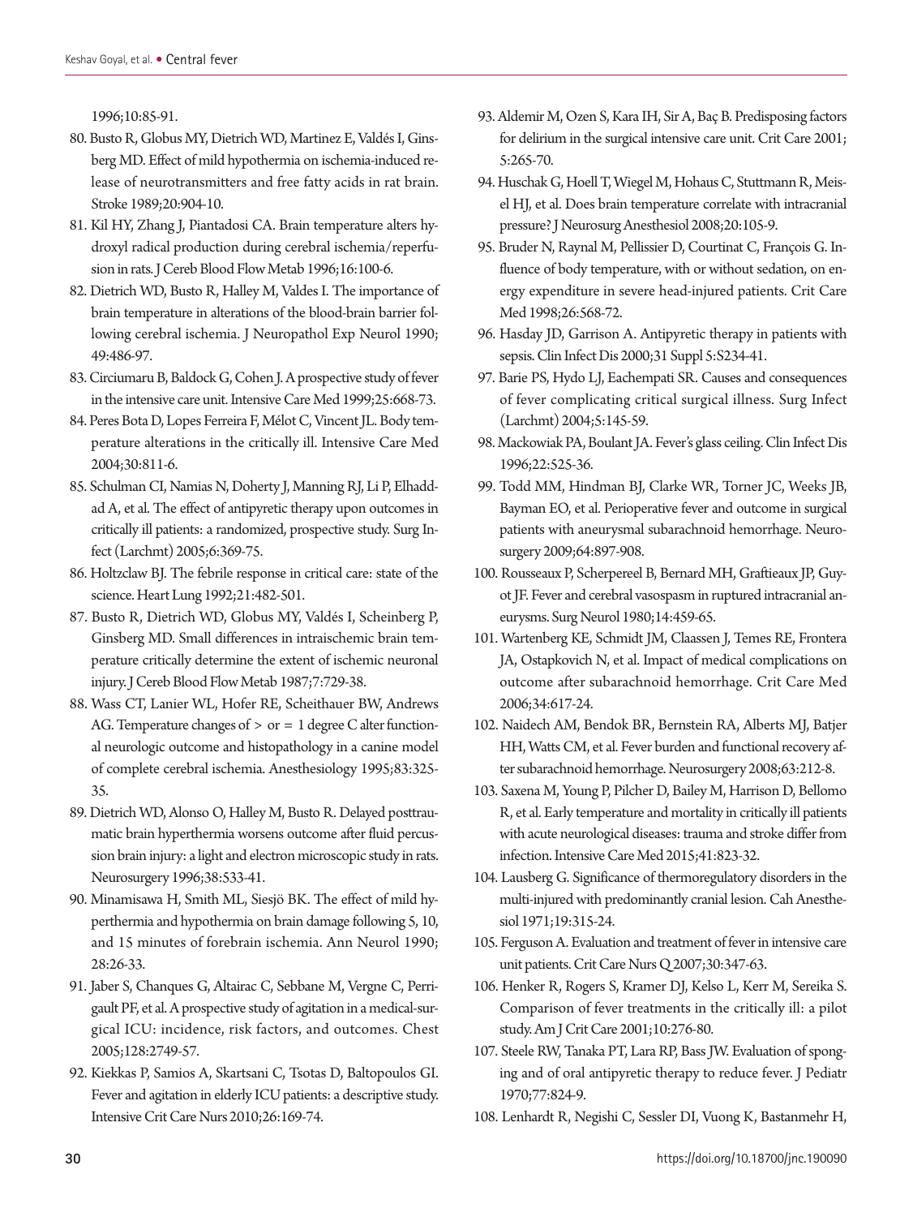1996;10:85-91.

80. Busto R, Globus MY, Dietrich WD, Martinez E, Valdés I, Ginsberg MD. Effect of mild hypothermia on ischemia-induced release of neurotransmitters and free fatty acids in rat brain. Stroke 1989;20:904-10.
81. Kil HY, Zhang J, Piantadosi CA. Brain temperature alters hydroxyl radical production during cerebral ischemia/reperfusion in rats. J Cereb Blood Flow Metab 1996;16:100-6.
82. Dietrich WD, Busto R, Halley M, Valdes I. The importance of brain temperature in alterations of the blood-brain barrier following cerebral ischemia. J Neuropathol Exp Neurol 1990; 49:486-97.
83. Circiumaru B, Baldock G, Cohen J. A prospective study of fever in the intensive care unit. Intensive Care Med 1999;25:668-73.
84. Peres Bota D, Lopes Ferreira F, Mélot C, Vincent JL. Body temperature alterations in the critically ill. Intensive Care Med 2004;30:811-6.
85. Schulman CI, Namias N, Doherty J, Manning RJ, Li P, Elhaddad A, et al. The effect of antipyretic therapy upon outcomes in critically ill patients: a randomized, prospective study. Surg Infect (Larchmt) 2005;6:369-75.
86. Holtzclaw BJ. The febrile response in critical care: state of the science. Heart Lung 1992;21:482-501.
87. Busto R, Dietrich WD, Globus MY, Valdés I, Scheinberg P, Ginsberg MD. Small differences in intraischemic brain temperature critically determine the extent of ischemic neuronal injury. J Cereb Blood Flow Metab 1987;7:729-38.
88. Wass CT, Lanier WL, Hofer RE, Scheithauer BW, Andrews AG. Temperature changes of > or = 1 degree C alter functional neurologic outcome and histopathology in a canine model of complete cerebral ischemia. Anesthesiology 1995;83:325-35.
89. Dietrich WD, Alonso O, Halley M, Busto R. Delayed posttraumatic brain hyperthermia worsens outcome after fluid percussion brain injury: a light and electron microscopic study in rats. Neurosurgery 1996;38:533-41.
90. Minamisawa H, Smith ML, Siesjö BK. The effect of mild hyperthermia and hypothermia on brain damage following 5, 10, and 15 minutes of forebrain ischemia. Ann Neurol 1990; 28:26-33.
91. Jaber S, Chanques G, Altairac C, Sebbane M, Vergne C, Perrigault PF, et al. A prospective study of agitation in a medical-surgical ICU: incidence, risk factors, and outcomes. Chest 2005;128:2749-57.
92. Kiekkas P, Samios A, Skartsani C, Tsotas D, Baltopoulos GI. Fever and agitation in elderly ICU patients: a descriptive study. Intensive Crit Care Nurs 2010;26:169-74.
93. Aldemir M, Ozen S, Kara IH, Sir A, Baç B. Predisposing factors for delirium in the surgical intensive care unit. Crit Care 2001; 5:265-70.
94. Huschak G, Hoell T, Wiegel M, Hohaus C, Stuttmann R, Meisel HJ, et al. Does brain temperature correlate with intracranial pressure? J Neurosurg Anesthesiol 2008;20:105-9.
95. Bruder N, Raynal M, Pellissier D, Courtinat C, François G. Influence of body temperature, with or without sedation, on energy expenditure in severe head-injured patients. Crit Care Med 1998;26:568-72.
96. Hasday JD, Garrison A. Antipyretic therapy in patients with sepsis. Clin Infect Dis 2000;31 Suppl 5:S234-41.
97. Barie PS, Hydo LJ, Eachempati SR. Causes and consequences of fever complicating critical surgical illness. Surg Infect (Larchmt) 2004;5:145-59.
98. Mackowiak PA, Boulant JA. Fever's glass ceiling. Clin Infect Dis 1996;22:525-36.
99. Todd MM, Hindman BJ, Clarke WR, Torner JC, Weeks JB, Bayman EO, et al. Perioperative fever and outcome in surgical patients with aneurysmal subarachnoid hemorrhage. Neurosurgery 2009;64:897-908.
100. Rousseaux P, Scherpereel B, Bernard MH, Graftieaux JP, Guyot JF. Fever and cerebral vasospasm in ruptured intracranial aneurysms. Surg Neurol 1980;14:459-65.
101. Wartenberg KE, Schmidt JM, Claassen J, Temes RE, Frontera JA, Ostapkovich N, et al. Impact of medical complications on outcome after subarachnoid hemorrhage. Crit Care Med 2006;34:617-24.
102. Naidech AM, Bendok BR, Bernstein RA, Alberts MJ, Batjer HH, Watts CM, et al. Fever burden and functional recovery after subarachnoid hemorrhage. Neurosurgery 2008;63:212-8.
103. Saxena M, Young P, Pilcher D, Bailey M, Harrison D, Bellomo R, et al. Early temperature and mortality in critically ill patients with acute neurological diseases: trauma and stroke differ from infection. Intensive Care Med 2015;41:823-32.
104. Lausberg G. Significance of thermoregulatory disorders in the multi-injured with predominantly cranial lesion. Cah Anesthesiol 1971;19:315-24.
105. Ferguson A. Evaluation and treatment of fever in intensive care unit patients. Crit Care Nurs Q 2007;30:347-63.
106. Henker R, Rogers S, Kramer DJ, Kelso L, Kerr M, Sereika S. Comparison of fever treatments in the critically ill: a pilot study. Am J Crit Care 2001;10:276-80.
107. Steele RW, Tanaka PT, Lara RP, Bass JW. Evaluation of sponging and of oral antipyretic therapy to reduce fever. J Pediatr 1970;77:824-9.
108. Lenhardt R, Negishi C, Sessler DI, Vuong K, Bastanmehr H,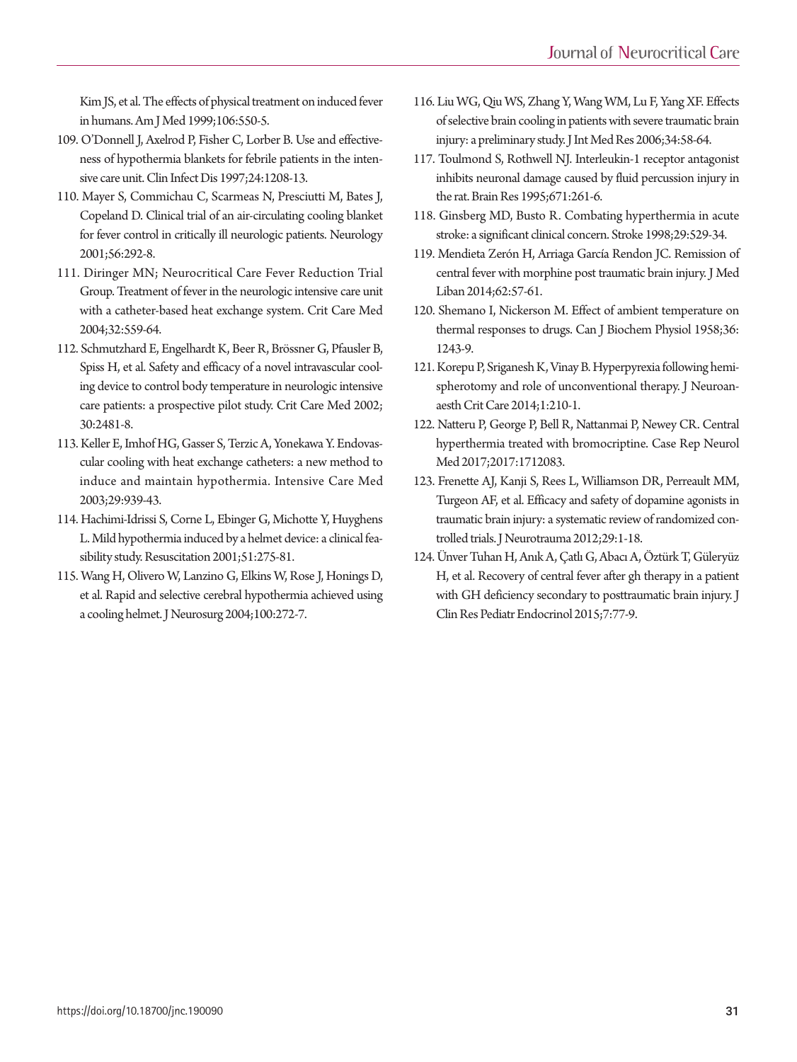Kim JS, et al. The effects of physical treatment on induced fever in humans. Am J Med 1999;106:550-5.

109. O'Donnell J, Axelrod P, Fisher C, Lorber B. Use and effectiveness of hypothermia blankets for febrile patients in the intensive care unit. Clin Infect Dis 1997;24:1208-13.
110. Mayer S, Commichau C, Scarmeas N, Presciutti M, Bates J, Copeland D. Clinical trial of an air-circulating cooling blanket for fever control in critically ill neurologic patients. Neurology 2001;56:292-8.
111. Diringer MN; Neurocritical Care Fever Reduction Trial Group. Treatment of fever in the neurologic intensive care unit with a catheter-based heat exchange system. Crit Care Med 2004;32:559-64.
112. Schmutzhard E, Engelhardt K, Beer R, Brössner G, Pfausler B, Spiss H, et al. Safety and efficacy of a novel intravascular cooling device to control body temperature in neurologic intensive care patients: a prospective pilot study. Crit Care Med 2002;30:2481-8.
113. Keller E, Imhof HG, Gasser S, Terzic A, Yonekawa Y. Endovascular cooling with heat exchange catheters: a new method to induce and maintain hypothermia. Intensive Care Med 2003;29:939-43.
114. Hachimi-Idrissi S, Corne L, Ebinger G, Michotte Y, Huyghens L. Mild hypothermia induced by a helmet device: a clinical feasibility study. Resuscitation 2001;51:275-81.
115. Wang H, Olivero W, Lanzino G, Elkins W, Rose J, Honings D, et al. Rapid and selective cerebral hypothermia achieved using a cooling helmet. J Neurosurg 2004;100:272-7.
116. Liu WG, Qiu WS, Zhang Y, Wang WM, Lu F, Yang XF. Effects of selective brain cooling in patients with severe traumatic brain injury: a preliminary study. J Int Med Res 2006;34:58-64.
117. Toulmond S, Rothwell NJ. Interleukin-1 receptor antagonist inhibits neuronal damage caused by fluid percussion injury in the rat. Brain Res 1995;671:261-6.
118. Ginsberg MD, Busto R. Combating hyperthermia in acute stroke: a significant clinical concern. Stroke 1998;29:529-34.
119. Mendieta Zerón H, Arriaga García Rendon JC. Remission of central fever with morphine post traumatic brain injury. J Med Liban 2014;62:57-61.
120. Shemano I, Nickerson M. Effect of ambient temperature on thermal responses to drugs. Can J Biochem Physiol 1958;36:1243-9.
121. Korepu P, Sriganesh K, Vinay B. Hyperpyrexia following hemispherotomy and role of unconventional therapy. J Neuroanaesth Crit Care 2014;1:210-1.
122. Natteru P, George P, Bell R, Nattanmai P, Newey CR. Central hyperthermia treated with bromocriptine. Case Rep Neurol Med 2017;2017:1712083.
123. Frenette AJ, Kanji S, Rees L, Williamson DR, Perreault MM, Turgeon AF, et al. Efficacy and safety of dopamine agonists in traumatic brain injury: a systematic review of randomized controlled trials. J Neurotrauma 2012;29:1-18.
124. Ünver Tuhan H, Anık A, Çatlı G, Abacı A, Öztürk T, Güleryüz H, et al. Recovery of central fever after gh therapy in a patient with GH deficiency secondary to posttraumatic brain injury. J Clin Res Pediatr Endocrinol 2015;7:77-9.